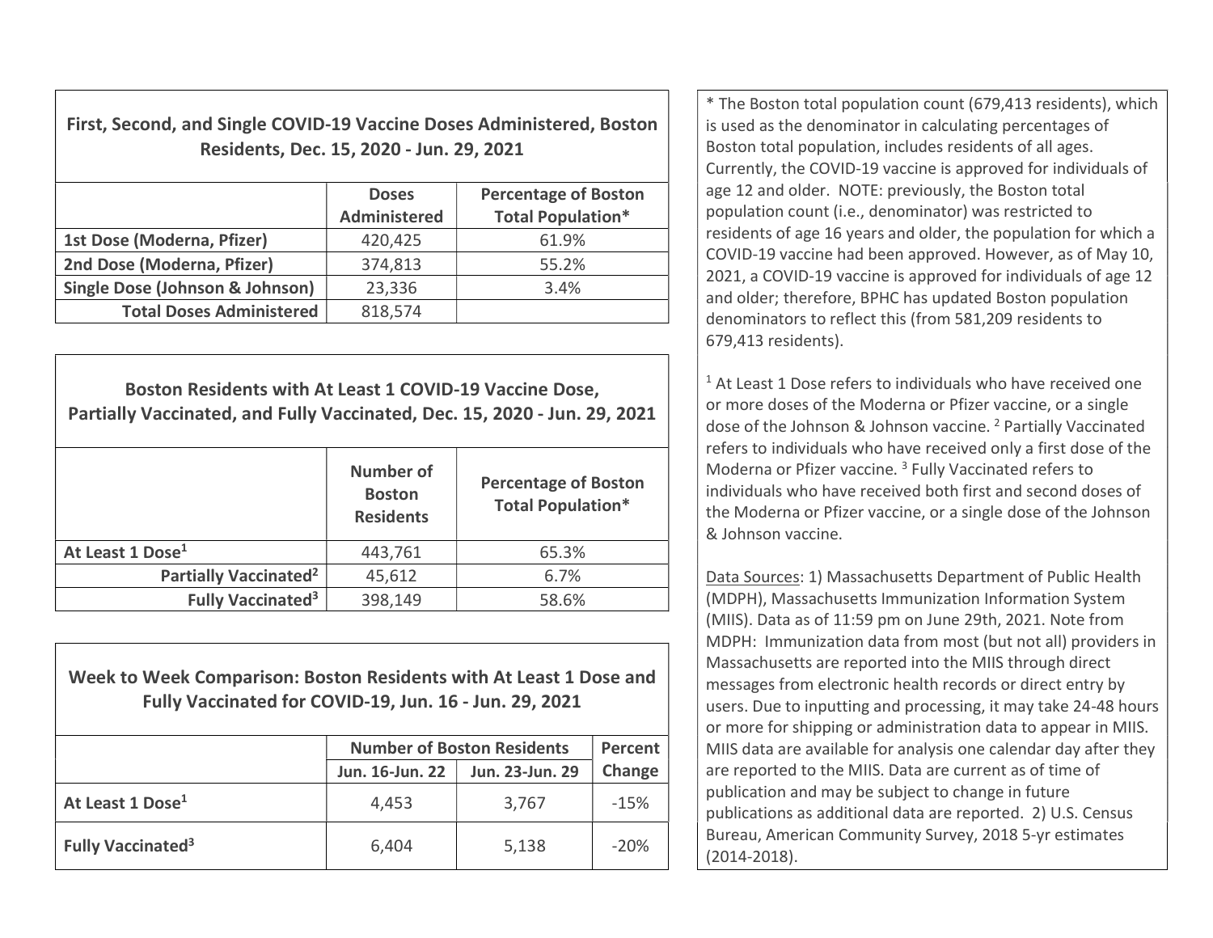### First, Second, and Single COVID-19 Vaccine Doses Administered, Boston Residents, Dec. 15, 2020 - Jun. 29, 2021

| | Doses Administered | Percentage of Boston Total Population* |
|---|---|---|
| **1st Dose (Moderna, Pfizer)** | 420,425 | 61.9% |
| **2nd Dose (Moderna, Pfizer)** | 374,813 | 55.2% |
| **Single Dose (Johnson & Johnson)** | 23,336 | 3.4% |
| **Total Doses Administered** | 818,574 | |

### Boston Residents with At Least 1 COVID-19 Vaccine Dose, Partially Vaccinated, and Fully Vaccinated, Dec. 15, 2020 - Jun. 29, 2021

| | Number of Boston Residents | Percentage of Boston Total Population* |
|---|---|---|
| **At Least 1 Dose[1]** | 443,761 | 65.3% |
| **Partially Vaccinated[2]** | 45,612 | 6.7% |
| **Fully Vaccinated[3]** | 398,149 | 58.6% |

### Week to Week Comparison: Boston Residents with At Least 1 Dose and Fully Vaccinated for COVID-19, Jun. 16 - Jun. 29, 2021

| | Number of Boston Residents | | Percent Change |
|---|---|---|---|
| | Jun. 16-Jun. 22 | Jun. 23-Jun. 29 | |
| **At Least 1 Dose[1]** | 4,453 | 3,767 | -15% |
| **Fully Vaccinated[3]** | 6,404 | 5,138 | -20% |

* The Boston total population count (679,413 residents), which is used as the denominator in calculating percentages of Boston total population, includes residents of all ages. Currently, the COVID-19 vaccine is approved for individuals of age 12 and older. NOTE: previously, the Boston total population count (i.e., denominator) was restricted to residents of age 16 years and older, the population for which a COVID-19 vaccine had been approved. However, as of May 10, 2021, a COVID-19 vaccine is approved for individuals of age 12 and older; therefore, BPHC has updated Boston population denominators to reflect this (from 581,209 residents to 679,413 residents).

[1] At Least 1 Dose refers to individuals who have received one or more doses of the Moderna or Pfizer vaccine, or a single dose of the Johnson & Johnson vaccine. [2] Partially Vaccinated refers to individuals who have received only a first dose of the Moderna or Pfizer vaccine. [3] Fully Vaccinated refers to individuals who have received both first and second doses of the Moderna or Pfizer vaccine, or a single dose of the Johnson & Johnson vaccine.

Data Sources: 1) Massachusetts Department of Public Health (MDPH), Massachusetts Immunization Information System (MIIS). Data as of 11:59 pm on June 29th, 2021. Note from MDPH: Immunization data from most (but not all) providers in Massachusetts are reported into the MIIS through direct messages from electronic health records or direct entry by users. Due to inputting and processing, it may take 24-48 hours or more for shipping or administration data to appear in MIIS. MIIS data are available for analysis one calendar day after they are reported to the MIIS. Data are current as of time of publication and may be subject to change in future publications as additional data are reported. 2) U.S. Census Bureau, American Community Survey, 2018 5-yr estimates (2014-2018).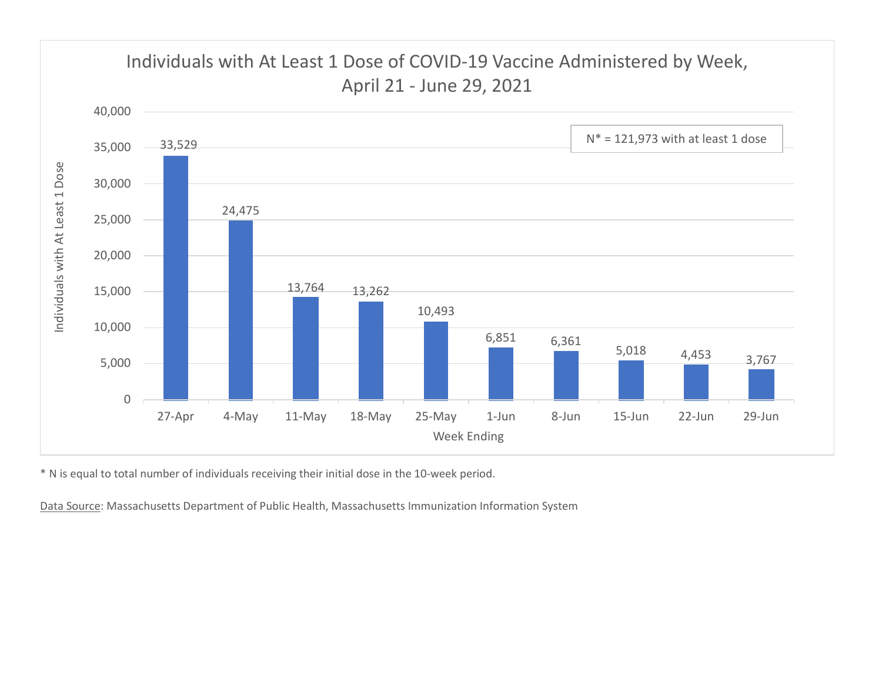## Individuals with At Least 1 Dose of COVID-19 Vaccine Administered by Week, April 21 - June 29, 2021

N* = 121,973 with at least 1 dose

| Week Ending | Individuals with At Least 1 Dose |
|---|---|
| 27-Apr | 33,529 |
| 4-May | 24,475 |
| 11-May | 13,764 |
| 18-May | 13,262 |
| 25-May | 10,493 |
| 1-Jun | 6,851 |
| 8-Jun | 6,361 |
| 15-Jun | 5,018 |
| 22-Jun | 4,453 |
| 29-Jun | 3,767 |

* N is equal to total number of individuals receiving their initial dose in the 10-week period.

Data Source: Massachusetts Department of Public Health, Massachusetts Immunization Information System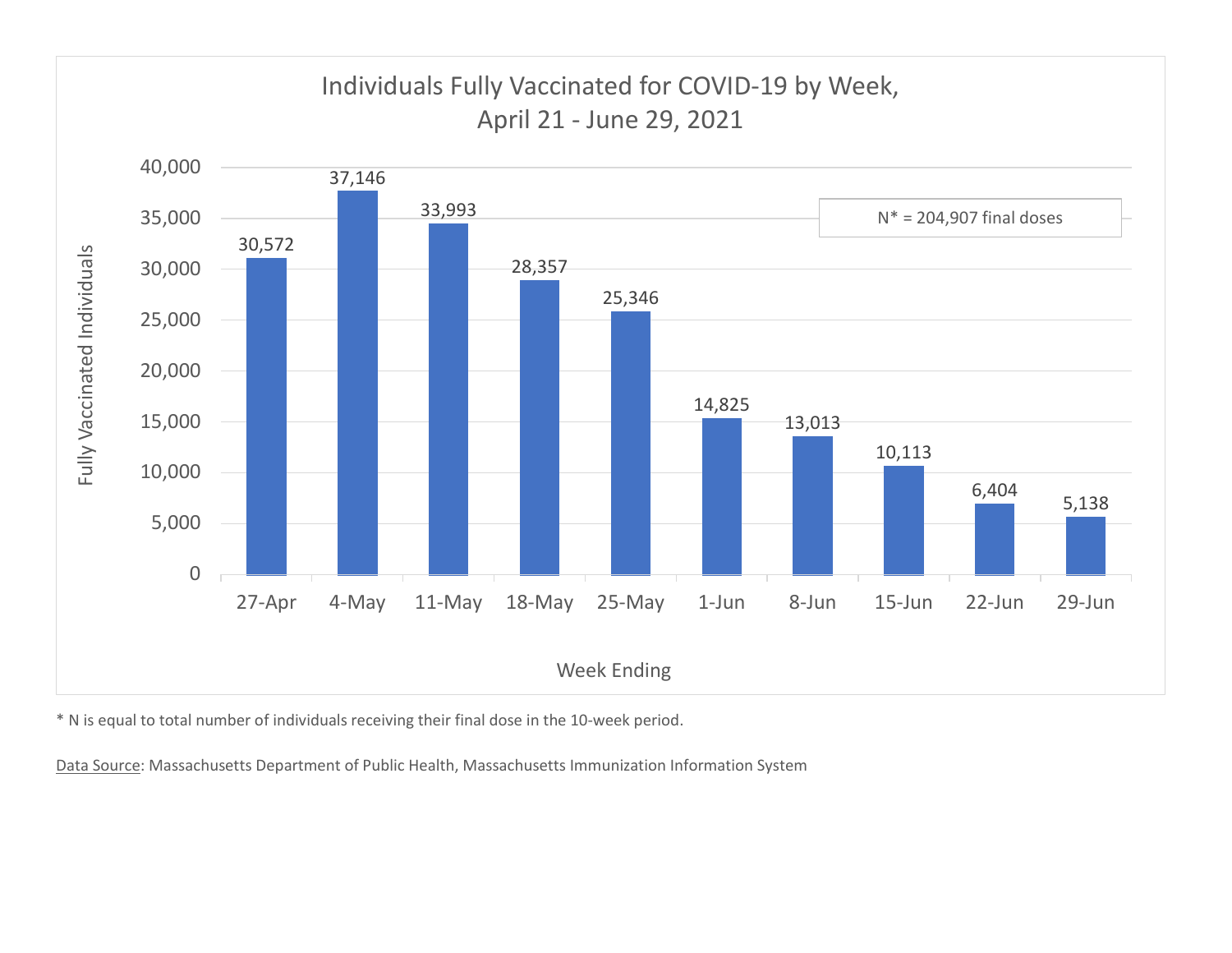## Individuals Fully Vaccinated for COVID-19 by Week, April 21 - June 29, 2021

N* = 204,907 final doses

| Week Ending | Fully Vaccinated Individuals |
|---|---|
| 27-Apr | 30,572 |
| 4-May | 37,146 |
| 11-May | 33,993 |
| 18-May | 28,357 |
| 25-May | 25,346 |
| 1-Jun | 14,825 |
| 8-Jun | 13,013 |
| 15-Jun | 10,113 |
| 22-Jun | 6,404 |
| 29-Jun | 5,138 |

* N is equal to total number of individuals receiving their final dose in the 10-week period.

Data Source: Massachusetts Department of Public Health, Massachusetts Immunization Information System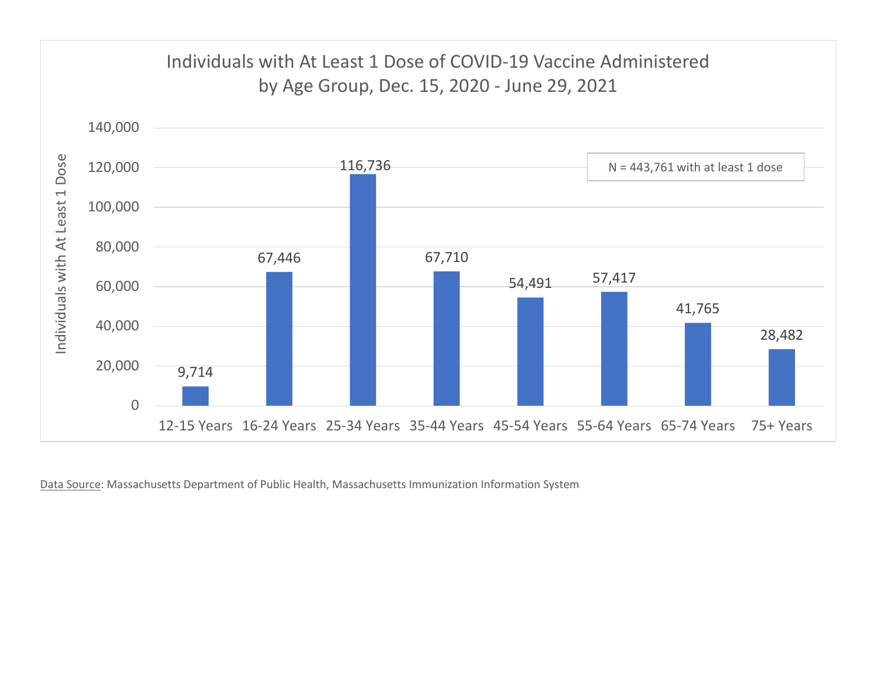**Individuals with At Least 1 Dose of COVID-19 Vaccine Administered by Age Group, Dec. 15, 2020 - June 29, 2021**

N = 443,761 with at least 1 dose

| Age Group | Individuals with At Least 1 Dose |
|---|---|
| 12-15 Years | 9,714 |
| 16-24 Years | 67,446 |
| 25-34 Years | 116,736 |
| 35-44 Years | 67,710 |
| 45-54 Years | 54,491 |
| 55-64 Years | 57,417 |
| 65-74 Years | 41,765 |
| 75+ Years | 28,482 |

Data Source: Massachusetts Department of Public Health, Massachusetts Immunization Information System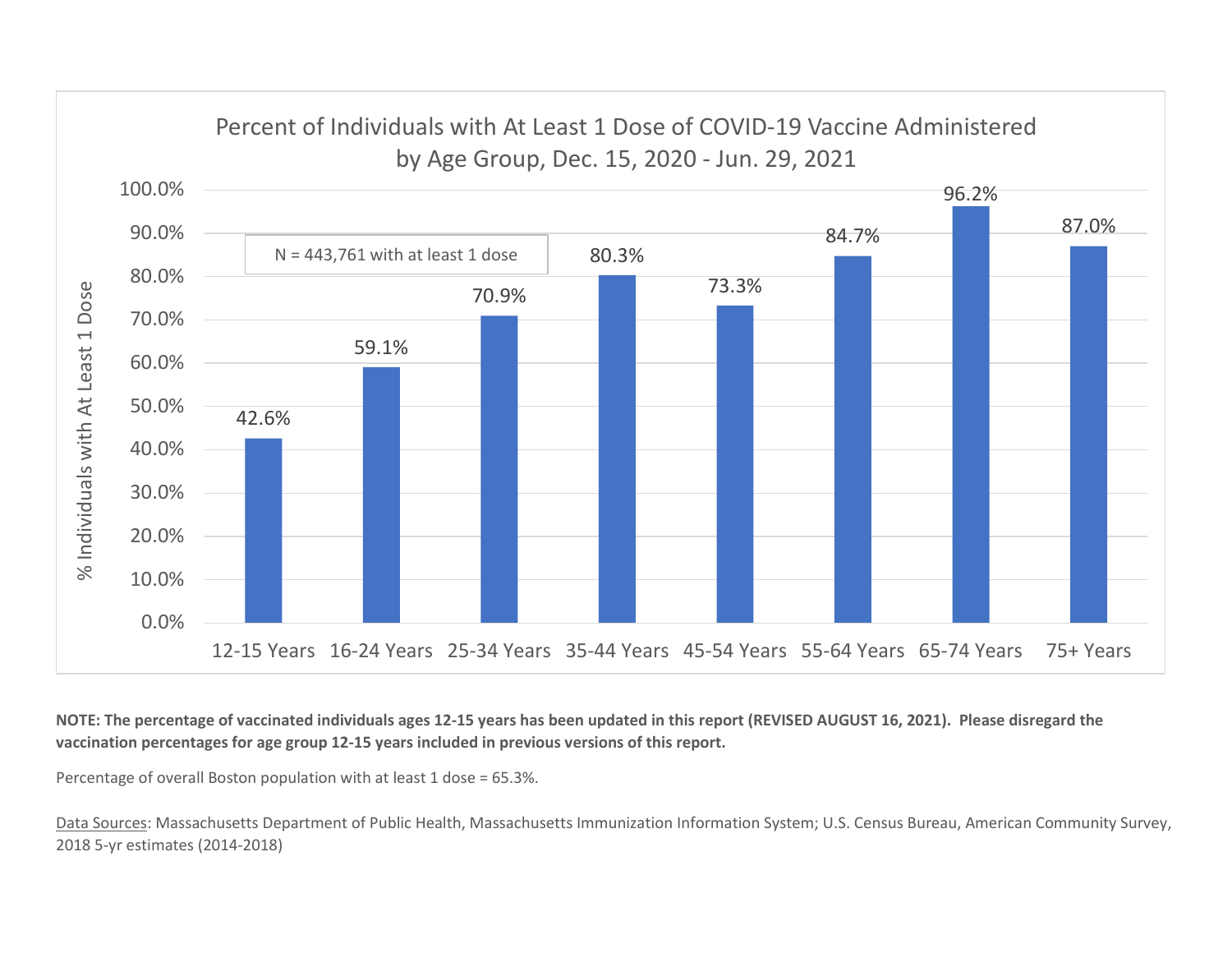## Percent of Individuals with At Least 1 Dose of COVID-19 Vaccine Administered by Age Group, Dec. 15, 2020 - Jun. 29, 2021

N = 443,761 with at least 1 dose

| Age Group | % Individuals with At Least 1 Dose |
|---|---|
| 12-15 Years | 42.6% |
| 16-24 Years | 59.1% |
| 25-34 Years | 70.9% |
| 35-44 Years | 80.3% |
| 45-54 Years | 73.3% |
| 55-64 Years | 84.7% |
| 65-74 Years | 96.2% |
| 75+ Years | 87.0% |

**NOTE: The percentage of vaccinated individuals ages 12-15 years has been updated in this report (REVISED AUGUST 16, 2021). Please disregard the vaccination percentages for age group 12-15 years included in previous versions of this report.**

Percentage of overall Boston population with at least 1 dose = 65.3%.

Data Sources: Massachusetts Department of Public Health, Massachusetts Immunization Information System; U.S. Census Bureau, American Community Survey, 2018 5-yr estimates (2014-2018)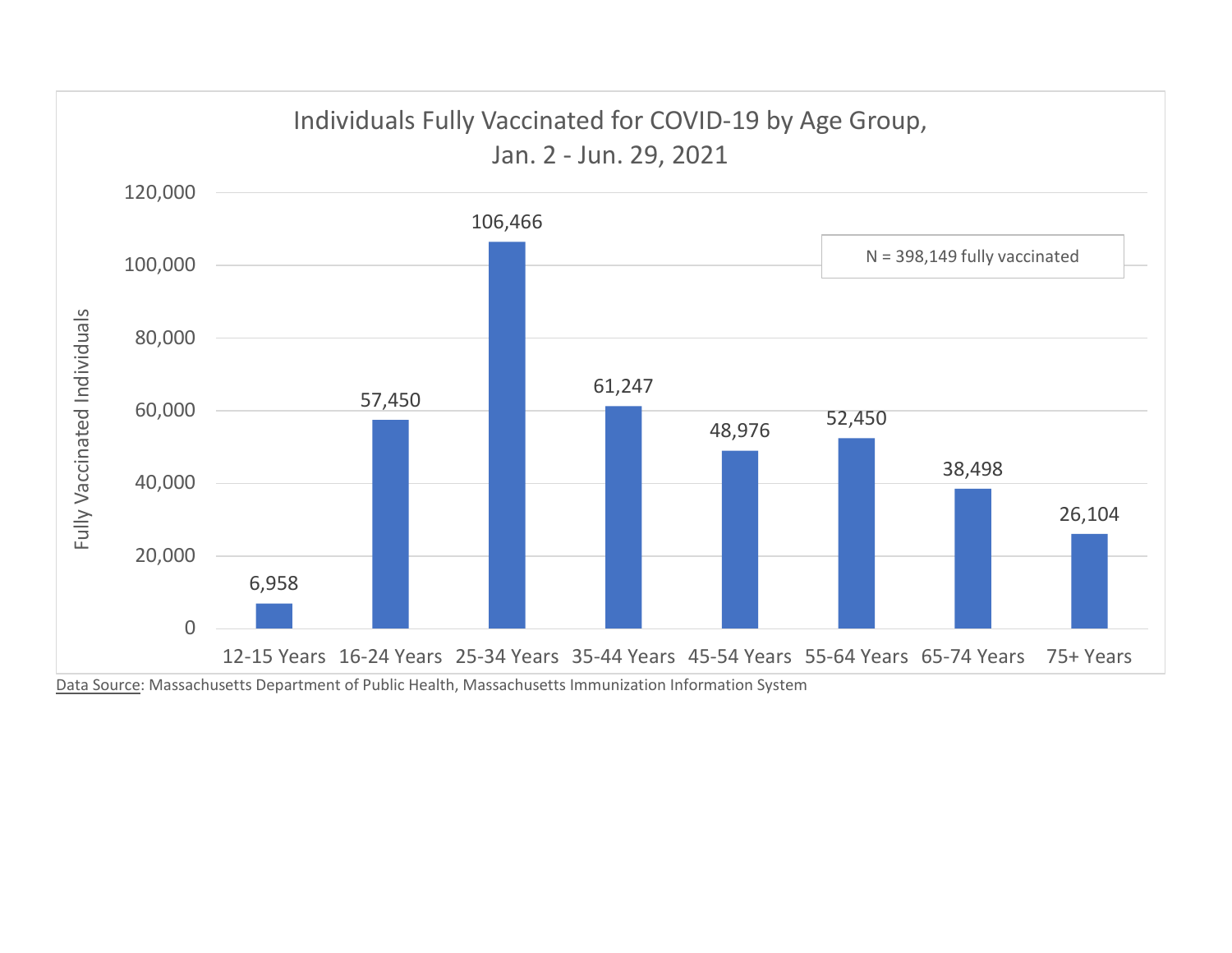## Individuals Fully Vaccinated for COVID-19 by Age Group, Jan. 2 - Jun. 29, 2021

N = 398,149 fully vaccinated

| Age Group | Fully Vaccinated Individuals |
|---|---|
| 12-15 Years | 6,958 |
| 16-24 Years | 57,450 |
| 25-34 Years | 106,466 |
| 35-44 Years | 61,247 |
| 45-54 Years | 48,976 |
| 55-64 Years | 52,450 |
| 65-74 Years | 38,498 |
| 75+ Years | 26,104 |

Data Source: Massachusetts Department of Public Health, Massachusetts Immunization Information System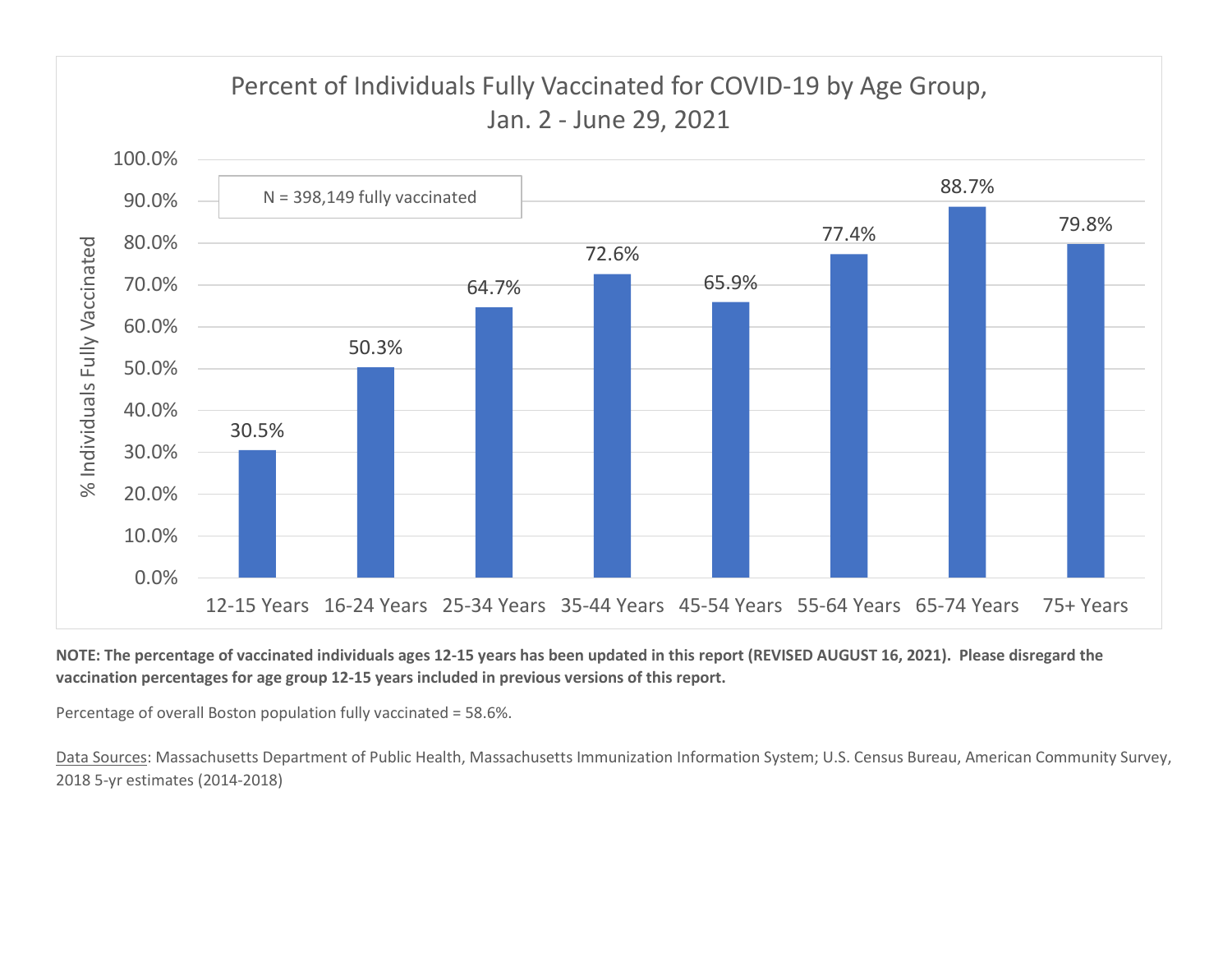## Percent of Individuals Fully Vaccinated for COVID-19 by Age Group, Jan. 2 - June 29, 2021

N = 398,149 fully vaccinated

| Age Group | % Individuals Fully Vaccinated |
|---|---|
| 12-15 Years | 30.5% |
| 16-24 Years | 50.3% |
| 25-34 Years | 64.7% |
| 35-44 Years | 72.6% |
| 45-54 Years | 65.9% |
| 55-64 Years | 77.4% |
| 65-74 Years | 88.7% |
| 75+ Years | 79.8% |

**NOTE: The percentage of vaccinated individuals ages 12-15 years has been updated in this report (REVISED AUGUST 16, 2021). Please disregard the vaccination percentages for age group 12-15 years included in previous versions of this report.**

Percentage of overall Boston population fully vaccinated = 58.6%.

Data Sources: Massachusetts Department of Public Health, Massachusetts Immunization Information System; U.S. Census Bureau, American Community Survey, 2018 5-yr estimates (2014-2018)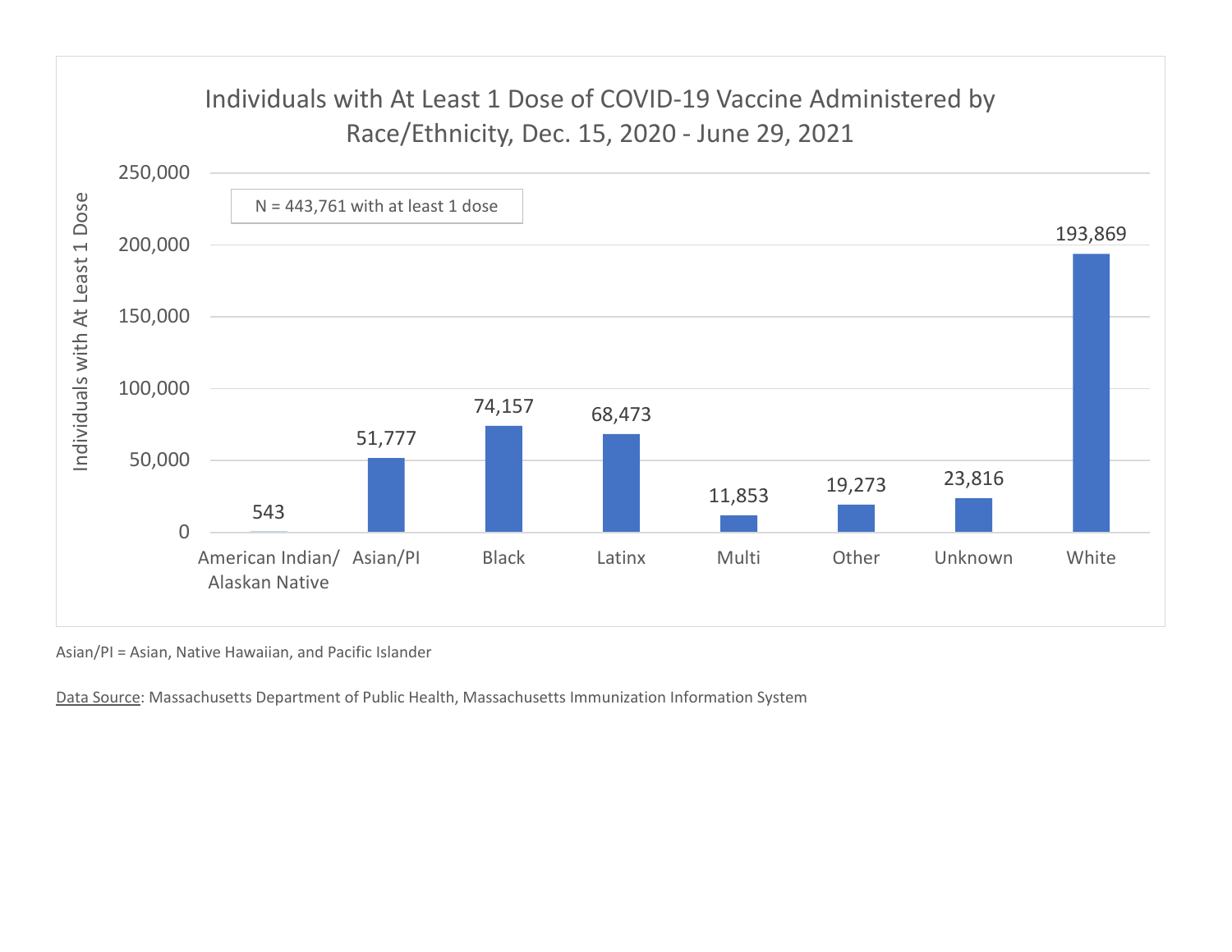## Individuals with At Least 1 Dose of COVID-19 Vaccine Administered by Race/Ethnicity, Dec. 15, 2020 - June 29, 2021

N = 443,761 with at least 1 dose

| Race/Ethnicity | Individuals with At Least 1 Dose |
|---|---|
| American Indian/ Alaskan Native | 543 |
| Asian/PI | 51,777 |
| Black | 74,157 |
| Latinx | 68,473 |
| Multi | 11,853 |
| Other | 19,273 |
| Unknown | 23,816 |
| White | 193,869 |

Asian/PI = Asian, Native Hawaiian, and Pacific Islander

Data Source: Massachusetts Department of Public Health, Massachusetts Immunization Information System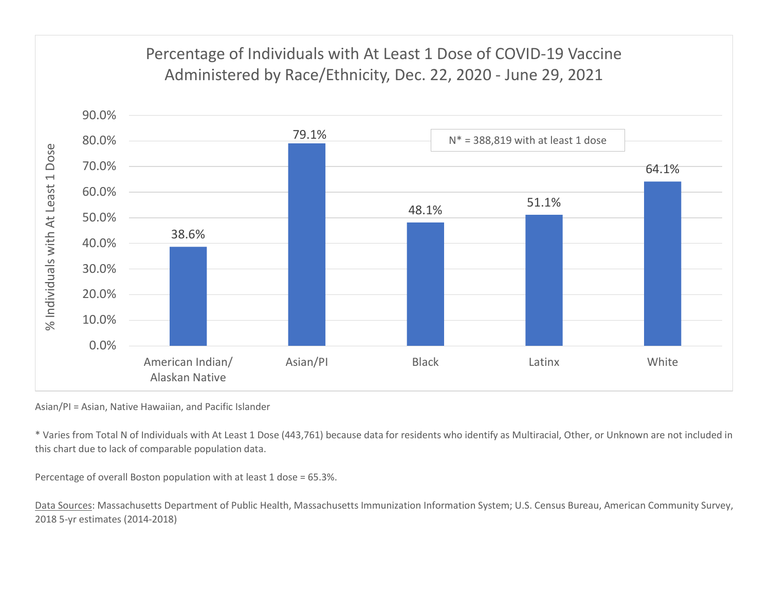## Percentage of Individuals with At Least 1 Dose of COVID-19 Vaccine Administered by Race/Ethnicity, Dec. 22, 2020 - June 29, 2021

N* = 388,819 with at least 1 dose

| Race/Ethnicity | % Individuals with At Least 1 Dose |
|---|---|
| American Indian/ Alaskan Native | 38.6% |
| Asian/PI | 79.1% |
| Black | 48.1% |
| Latinx | 51.1% |
| White | 64.1% |

Asian/PI = Asian, Native Hawaiian, and Pacific Islander

* Varies from Total N of Individuals with At Least 1 Dose (443,761) because data for residents who identify as Multiracial, Other, or Unknown are not included in this chart due to lack of comparable population data.

Percentage of overall Boston population with at least 1 dose = 65.3%.

Data Sources: Massachusetts Department of Public Health, Massachusetts Immunization Information System; U.S. Census Bureau, American Community Survey, 2018 5-yr estimates (2014-2018)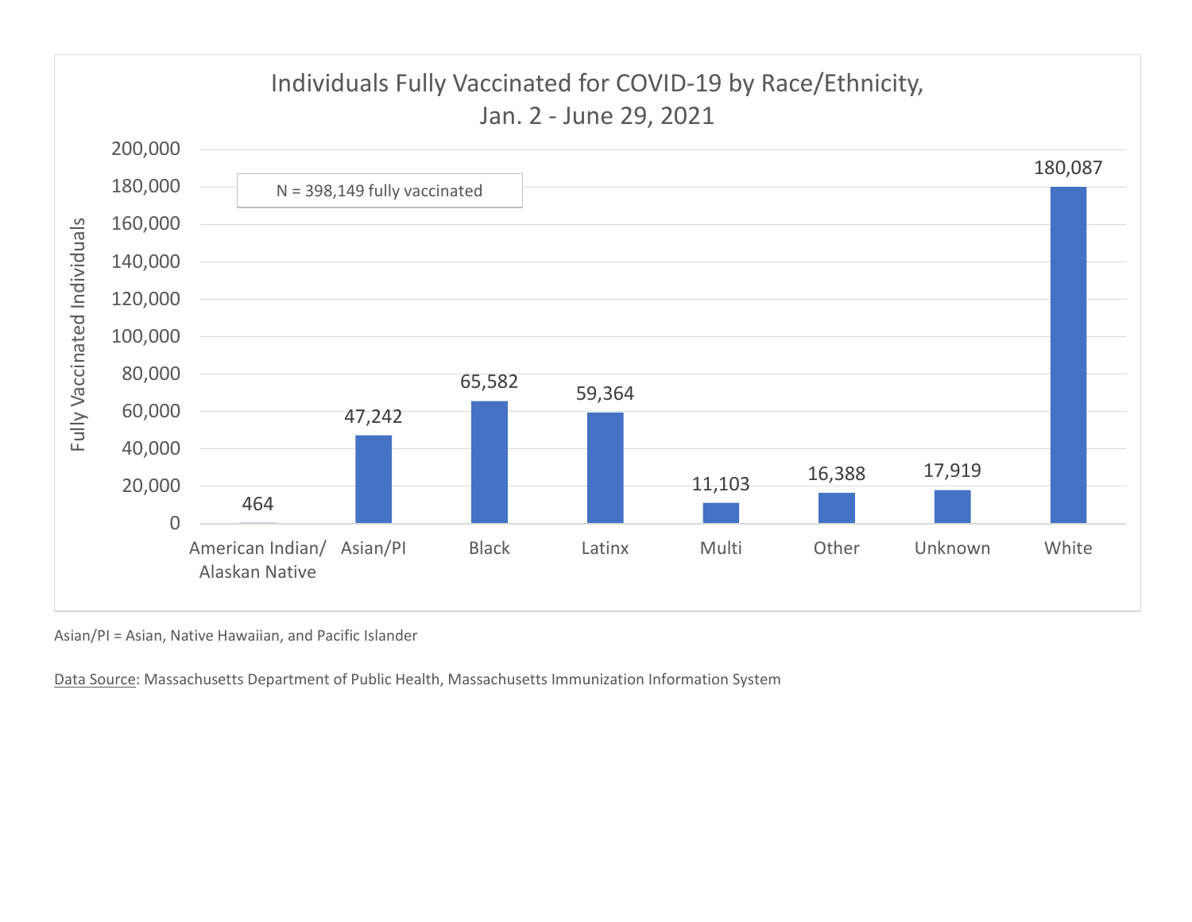## Individuals Fully Vaccinated for COVID-19 by Race/Ethnicity, Jan. 2 - June 29, 2021

N = 398,149 fully vaccinated

| Race/Ethnicity | Fully Vaccinated Individuals |
| --- | --- |
| American Indian/ Alaskan Native | 464 |
| Asian/PI | 47,242 |
| Black | 65,582 |
| Latinx | 59,364 |
| Multi | 11,103 |
| Other | 16,388 |
| Unknown | 17,919 |
| White | 180,087 |

Asian/PI = Asian, Native Hawaiian, and Pacific Islander

Data Source: Massachusetts Department of Public Health, Massachusetts Immunization Information System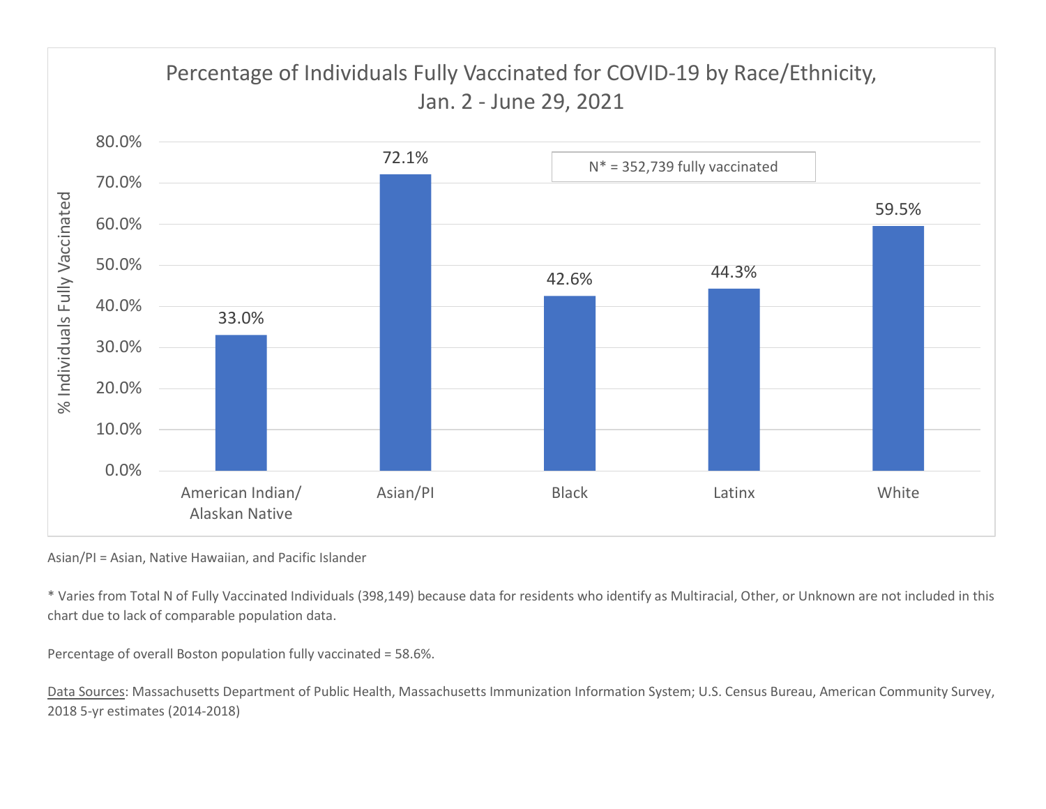## Percentage of Individuals Fully Vaccinated for COVID-19 by Race/Ethnicity, Jan. 2 - June 29, 2021

N* = 352,739 fully vaccinated

| Race/Ethnicity | % Individuals Fully Vaccinated |
| --- | --- |
| American Indian/ Alaskan Native | 33.0% |
| Asian/PI | 72.1% |
| Black | 42.6% |
| Latinx | 44.3% |
| White | 59.5% |

Asian/PI = Asian, Native Hawaiian, and Pacific Islander

* Varies from Total N of Fully Vaccinated Individuals (398,149) because data for residents who identify as Multiracial, Other, or Unknown are not included in this chart due to lack of comparable population data.

Percentage of overall Boston population fully vaccinated = 58.6%.

Data Sources: Massachusetts Department of Public Health, Massachusetts Immunization Information System; U.S. Census Bureau, American Community Survey, 2018 5-yr estimates (2014-2018)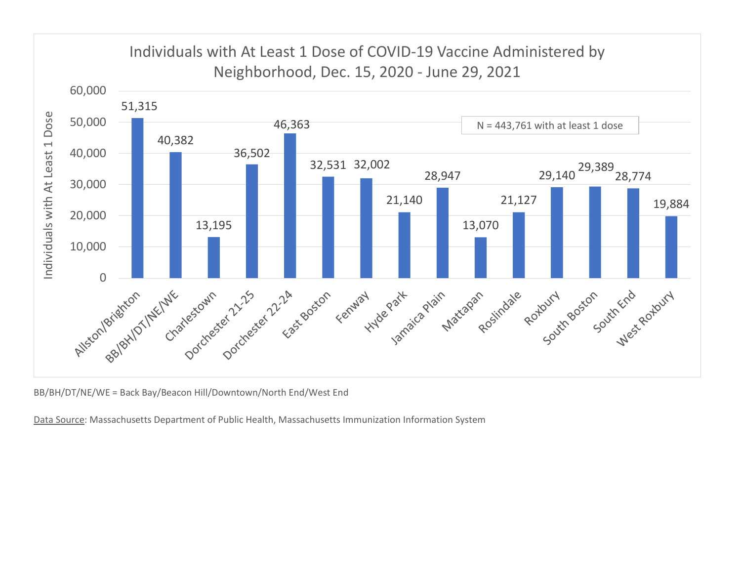## Individuals with At Least 1 Dose of COVID-19 Vaccine Administered by Neighborhood, Dec. 15, 2020 - June 29, 2021

N = 443,761 with at least 1 dose

| Neighborhood | Individuals with At Least 1 Dose |
| --- | --- |
| Allston/Brighton | 51,315 |
| BB/BH/DT/NE/WE | 40,382 |
| Charlestown | 13,195 |
| Dorchester 21-25 | 36,502 |
| Dorchester 22-24 | 46,363 |
| East Boston | 32,531 |
| Fenway | 32,002 |
| Hyde Park | 21,140 |
| Jamaica Plain | 28,947 |
| Mattapan | 13,070 |
| Roslindale | 21,127 |
| Roxbury | 29,140 |
| South Boston | 29,389 |
| South End | 28,774 |
| West Roxbury | 19,884 |

BB/BH/DT/NE/WE = Back Bay/Beacon Hill/Downtown/North End/West End

Data Source: Massachusetts Department of Public Health, Massachusetts Immunization Information System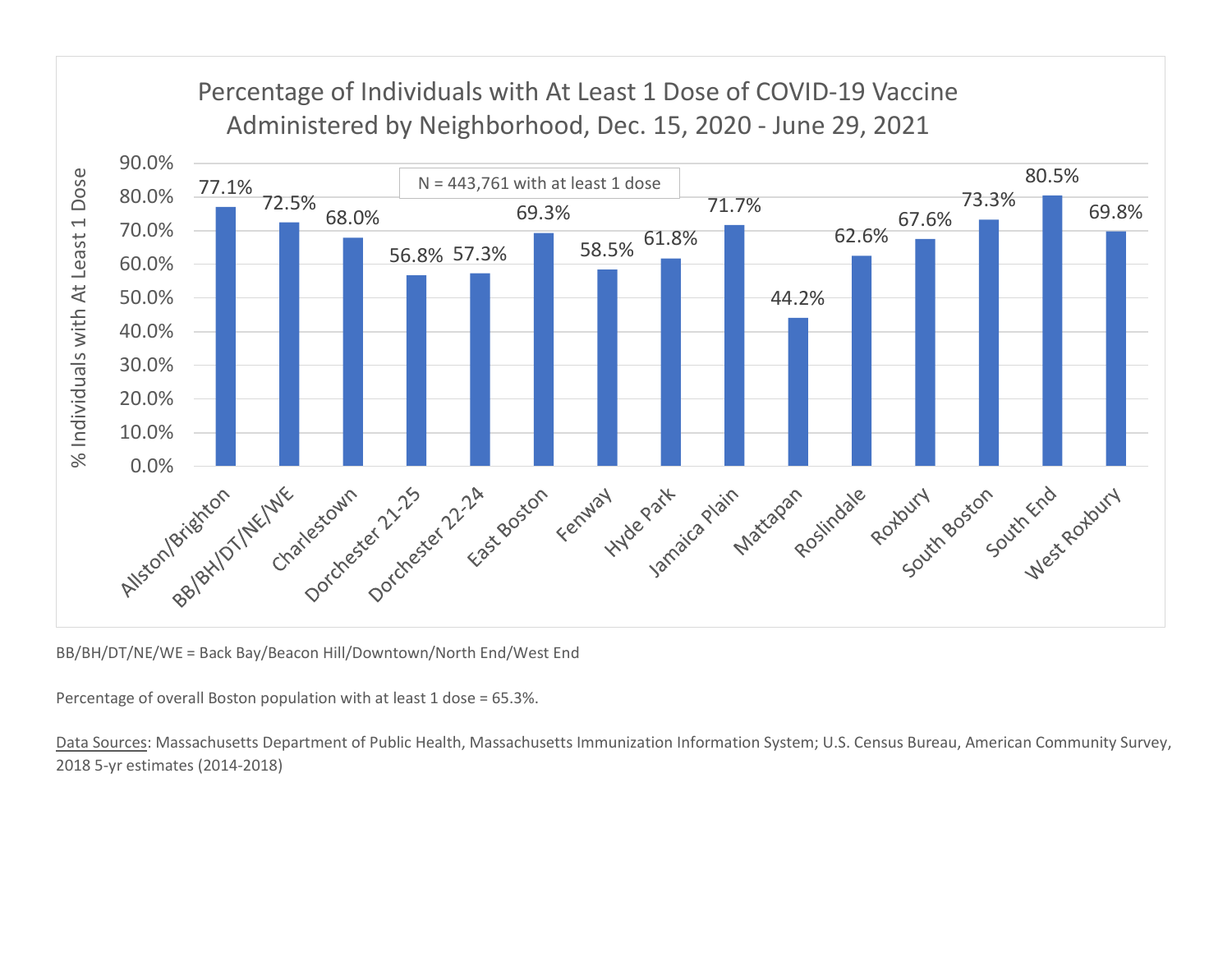# Percentage of Individuals with At Least 1 Dose of COVID-19 Vaccine Administered by Neighborhood, Dec. 15, 2020 - June 29, 2021

N = 443,761 with at least 1 dose

| Neighborhood | % Individuals with At Least 1 Dose |
| --- | --- |
| Allston/Brighton | 77.1% |
| BB/BH/DT/NE/WE | 72.5% |
| Charlestown | 68.0% |
| Dorchester 21-25 | 56.8% |
| Dorchester 22-24 | 57.3% |
| East Boston | 69.3% |
| Fenway | 58.5% |
| Hyde Park | 61.8% |
| Jamaica Plain | 71.7% |
| Mattapan | 44.2% |
| Roslindale | 62.6% |
| Roxbury | 67.6% |
| South Boston | 73.3% |
| South End | 80.5% |
| West Roxbury | 69.8% |

BB/BH/DT/NE/WE = Back Bay/Beacon Hill/Downtown/North End/West End

Percentage of overall Boston population with at least 1 dose = 65.3%.

Data Sources: Massachusetts Department of Public Health, Massachusetts Immunization Information System; U.S. Census Bureau, American Community Survey, 2018 5-yr estimates (2014-2018)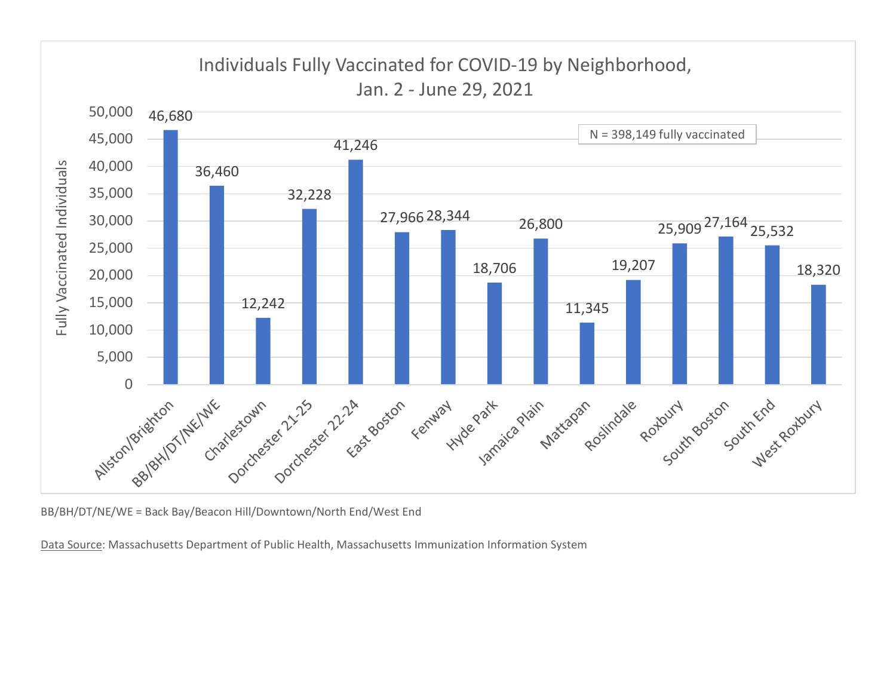## Individuals Fully Vaccinated for COVID-19 by Neighborhood, Jan. 2 - June 29, 2021

N = 398,149 fully vaccinated

| Neighborhood | Fully Vaccinated Individuals |
|---|---|
| Allston/Brighton | 46,680 |
| BB/BH/DT/NE/WE | 36,460 |
| Charlestown | 12,242 |
| Dorchester 21-25 | 32,228 |
| Dorchester 22-24 | 41,246 |
| East Boston | 27,966 |
| Fenway | 28,344 |
| Hyde Park | 18,706 |
| Jamaica Plain | 26,800 |
| Mattapan | 11,345 |
| Roslindale | 19,207 |
| Roxbury | 25,909 |
| South Boston | 27,164 |
| South End | 25,532 |
| West Roxbury | 18,320 |

BB/BH/DT/NE/WE = Back Bay/Beacon Hill/Downtown/North End/West End

Data Source: Massachusetts Department of Public Health, Massachusetts Immunization Information System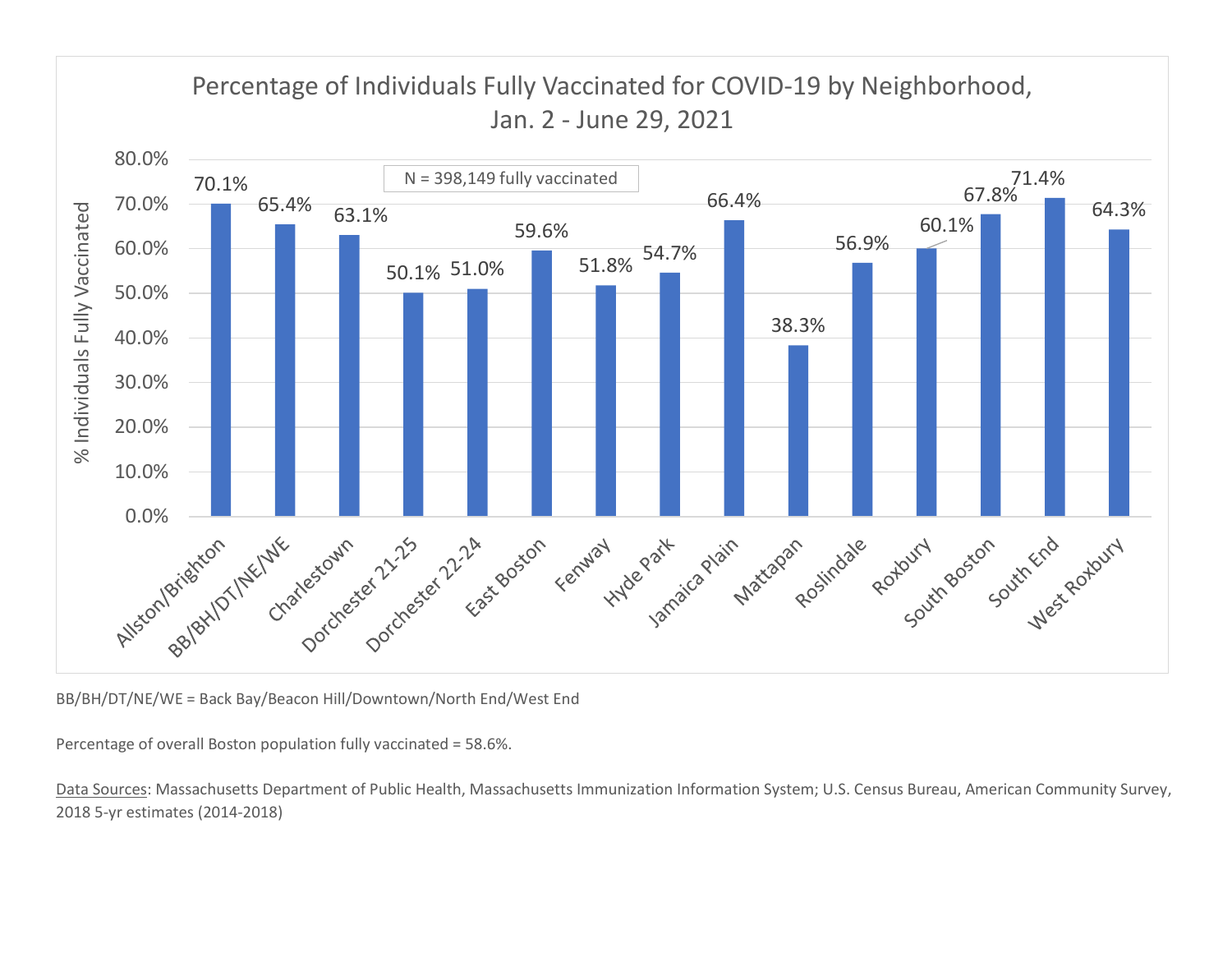## Percentage of Individuals Fully Vaccinated for COVID-19 by Neighborhood, Jan. 2 - June 29, 2021

N = 398,149 fully vaccinated

| Neighborhood | % Individuals Fully Vaccinated |
|---|---|
| Allston/Brighton | 70.1% |
| BB/BH/DT/NE/WE | 65.4% |
| Charlestown | 63.1% |
| Dorchester 21-25 | 50.1% |
| Dorchester 22-24 | 51.0% |
| East Boston | 59.6% |
| Fenway | 51.8% |
| Hyde Park | 54.7% |
| Jamaica Plain | 66.4% |
| Mattapan | 38.3% |
| Roslindale | 56.9% |
| Roxbury | 60.1% |
| South Boston | 67.8% |
| South End | 71.4% |
| West Roxbury | 64.3% |

BB/BH/DT/NE/WE = Back Bay/Beacon Hill/Downtown/North End/West End

Percentage of overall Boston population fully vaccinated = 58.6%.

Data Sources: Massachusetts Department of Public Health, Massachusetts Immunization Information System; U.S. Census Bureau, American Community Survey, 2018 5-yr estimates (2014-2018)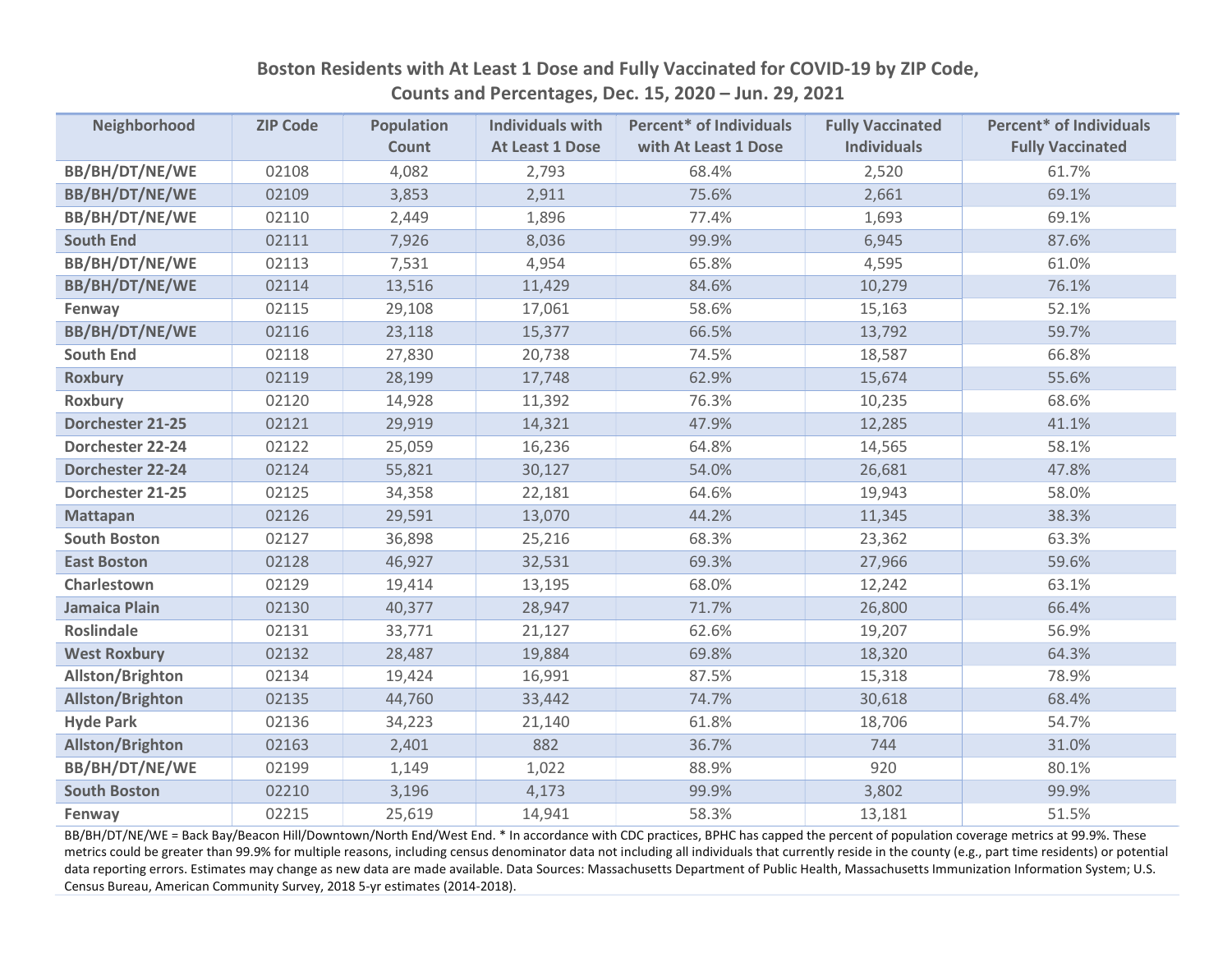## Boston Residents with At Least 1 Dose and Fully Vaccinated for COVID-19 by ZIP Code, Counts and Percentages, Dec. 15, 2020 – Jun. 29, 2021

| Neighborhood | ZIP Code | Population Count | Individuals with At Least 1 Dose | Percent* of Individuals with At Least 1 Dose | Fully Vaccinated Individuals | Percent* of Individuals Fully Vaccinated |
|---|---|---|---|---|---|---|
| **BB/BH/DT/NE/WE** | 02108 | 4,082 | 2,793 | 68.4% | 2,520 | 61.7% |
| **BB/BH/DT/NE/WE** | 02109 | 3,853 | 2,911 | 75.6% | 2,661 | 69.1% |
| **BB/BH/DT/NE/WE** | 02110 | 2,449 | 1,896 | 77.4% | 1,693 | 69.1% |
| **South End** | 02111 | 7,926 | 8,036 | 99.9% | 6,945 | 87.6% |
| **BB/BH/DT/NE/WE** | 02113 | 7,531 | 4,954 | 65.8% | 4,595 | 61.0% |
| **BB/BH/DT/NE/WE** | 02114 | 13,516 | 11,429 | 84.6% | 10,279 | 76.1% |
| **Fenway** | 02115 | 29,108 | 17,061 | 58.6% | 15,163 | 52.1% |
| **BB/BH/DT/NE/WE** | 02116 | 23,118 | 15,377 | 66.5% | 13,792 | 59.7% |
| **South End** | 02118 | 27,830 | 20,738 | 74.5% | 18,587 | 66.8% |
| **Roxbury** | 02119 | 28,199 | 17,748 | 62.9% | 15,674 | 55.6% |
| **Roxbury** | 02120 | 14,928 | 11,392 | 76.3% | 10,235 | 68.6% |
| **Dorchester 21-25** | 02121 | 29,919 | 14,321 | 47.9% | 12,285 | 41.1% |
| **Dorchester 22-24** | 02122 | 25,059 | 16,236 | 64.8% | 14,565 | 58.1% |
| **Dorchester 22-24** | 02124 | 55,821 | 30,127 | 54.0% | 26,681 | 47.8% |
| **Dorchester 21-25** | 02125 | 34,358 | 22,181 | 64.6% | 19,943 | 58.0% |
| **Mattapan** | 02126 | 29,591 | 13,070 | 44.2% | 11,345 | 38.3% |
| **South Boston** | 02127 | 36,898 | 25,216 | 68.3% | 23,362 | 63.3% |
| **East Boston** | 02128 | 46,927 | 32,531 | 69.3% | 27,966 | 59.6% |
| **Charlestown** | 02129 | 19,414 | 13,195 | 68.0% | 12,242 | 63.1% |
| **Jamaica Plain** | 02130 | 40,377 | 28,947 | 71.7% | 26,800 | 66.4% |
| **Roslindale** | 02131 | 33,771 | 21,127 | 62.6% | 19,207 | 56.9% |
| **West Roxbury** | 02132 | 28,487 | 19,884 | 69.8% | 18,320 | 64.3% |
| **Allston/Brighton** | 02134 | 19,424 | 16,991 | 87.5% | 15,318 | 78.9% |
| **Allston/Brighton** | 02135 | 44,760 | 33,442 | 74.7% | 30,618 | 68.4% |
| **Hyde Park** | 02136 | 34,223 | 21,140 | 61.8% | 18,706 | 54.7% |
| **Allston/Brighton** | 02163 | 2,401 | 882 | 36.7% | 744 | 31.0% |
| **BB/BH/DT/NE/WE** | 02199 | 1,149 | 1,022 | 88.9% | 920 | 80.1% |
| **South Boston** | 02210 | 3,196 | 4,173 | 99.9% | 3,802 | 99.9% |
| **Fenway** | 02215 | 25,619 | 14,941 | 58.3% | 13,181 | 51.5% |

BB/BH/DT/NE/WE = Back Bay/Beacon Hill/Downtown/North End/West End. * In accordance with CDC practices, BPHC has capped the percent of population coverage metrics at 99.9%. These metrics could be greater than 99.9% for multiple reasons, including census denominator data not including all individuals that currently reside in the county (e.g., part time residents) or potential data reporting errors. Estimates may change as new data are made available. Data Sources: Massachusetts Department of Public Health, Massachusetts Immunization Information System; U.S. Census Bureau, American Community Survey, 2018 5-yr estimates (2014-2018).